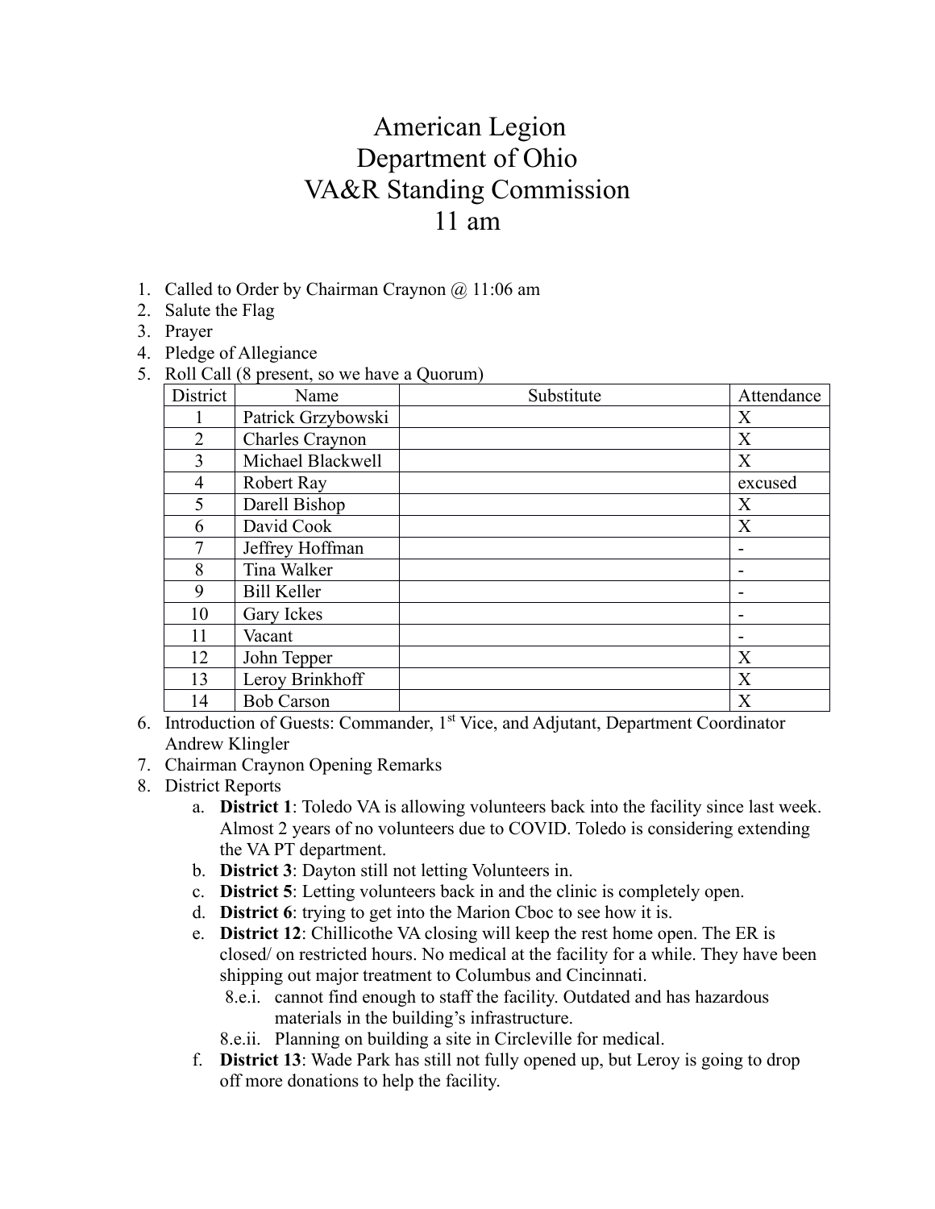# American Legion
# Department of Ohio
# VA&R Standing Commission
# 11 am

1. Called to Order by Chairman Craynon @ 11:06 am
2. Salute the Flag
3. Prayer
4. Pledge of Allegiance
5. Roll Call (8 present, so we have a Quorum)

| District | Name | Substitute | Attendance |
|---|---|---|---|
| 1 | Patrick Grzybowski | | X |
| 2 | Charles Craynon | | X |
| 3 | Michael Blackwell | | X |
| 4 | Robert Ray | | excused |
| 5 | Darell Bishop | | X |
| 6 | David Cook | | X |
| 7 | Jeffrey Hoffman | | - |
| 8 | Tina Walker | | - |
| 9 | Bill Keller | | - |
| 10 | Gary Ickes | | - |
| 11 | Vacant | | - |
| 12 | John Tepper | | X |
| 13 | Leroy Brinkhoff | | X |
| 14 | Bob Carson | | X |

6. Introduction of Guests: Commander, 1st Vice, and Adjutant, Department Coordinator Andrew Klingler
7. Chairman Craynon Opening Remarks
8. District Reports
   a. **District 1**: Toledo VA is allowing volunteers back into the facility since last week. Almost 2 years of no volunteers due to COVID. Toledo is considering extending the VA PT department.
   b. **District 3**: Dayton still not letting Volunteers in.
   c. **District 5**: Letting volunteers back in and the clinic is completely open.
   d. **District 6**: trying to get into the Marion Cboc to see how it is.
   e. **District 12**: Chillicothe VA closing will keep the rest home open. The ER is closed/ on restricted hours. No medical at the facility for a while. They have been shipping out major treatment to Columbus and Cincinnati.
      8.e.i. cannot find enough to staff the facility. Outdated and has hazardous materials in the building's infrastructure.
      8.e.ii. Planning on building a site in Circleville for medical.
   f. **District 13**: Wade Park has still not fully opened up, but Leroy is going to drop off more donations to help the facility.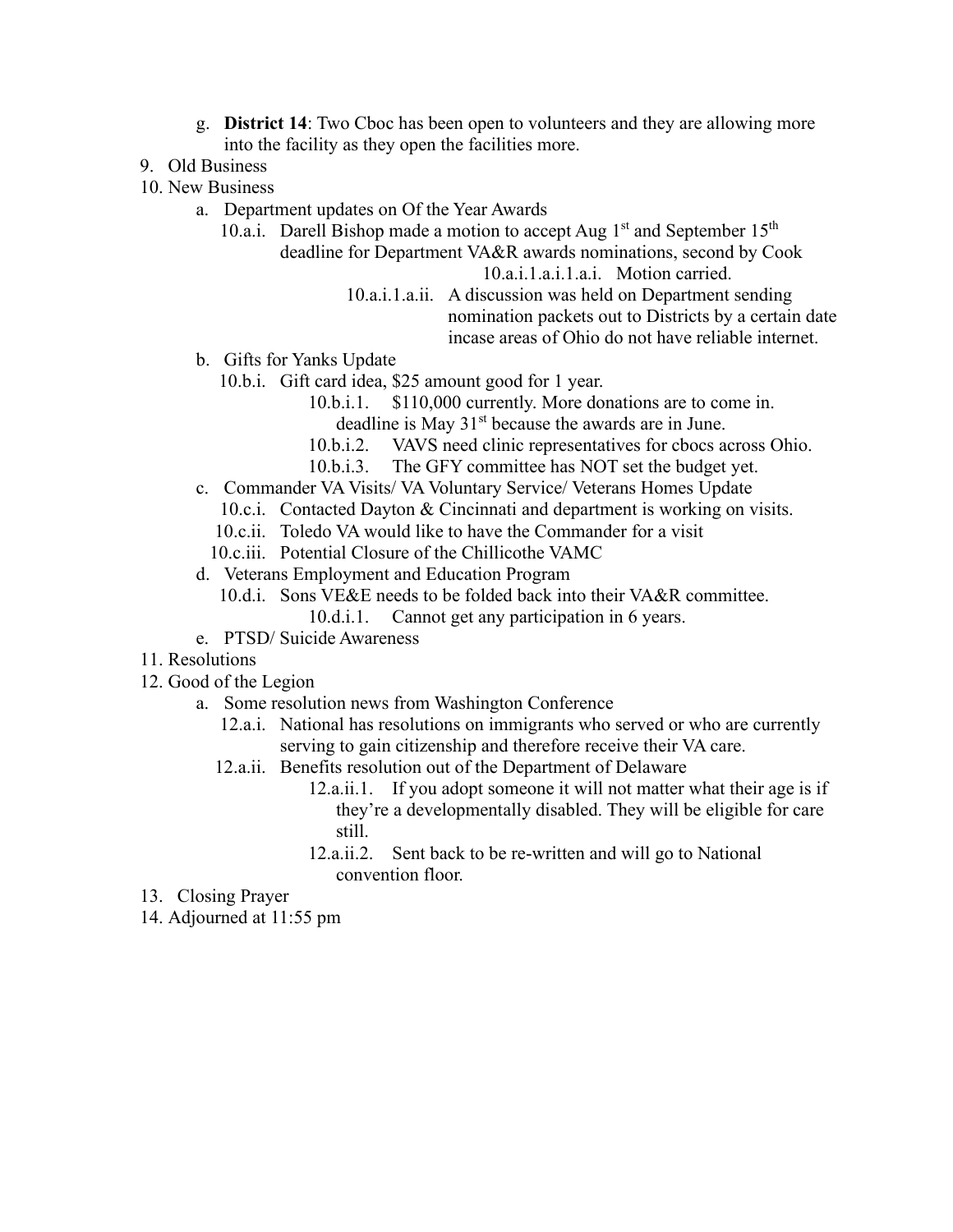g. **District 14**: Two Cboc has been open to volunteers and they are allowing more into the facility as they open the facilities more.

9. Old Business
10. New Business
    a. Department updates on Of the Year Awards
        10.a.i. Darell Bishop made a motion to accept Aug 1st and September 15th deadline for Department VA&R awards nominations, second by Cook
            10.a.i.1.a.i.1.a.i. Motion carried.
            10.a.i.1.a.ii. A discussion was held on Department sending nomination packets out to Districts by a certain date incase areas of Ohio do not have reliable internet.
    b. Gifts for Yanks Update
        10.b.i. Gift card idea, $25 amount good for 1 year.
            10.b.i.1. $110,000 currently. More donations are to come in. deadline is May 31st because the awards are in June.
            10.b.i.2. VAVS need clinic representatives for cbocs across Ohio.
            10.b.i.3. The GFY committee has NOT set the budget yet.
    c. Commander VA Visits/ VA Voluntary Service/ Veterans Homes Update
        10.c.i. Contacted Dayton & Cincinnati and department is working on visits.
        10.c.ii. Toledo VA would like to have the Commander for a visit
        10.c.iii. Potential Closure of the Chillicothe VAMC
    d. Veterans Employment and Education Program
        10.d.i. Sons VE&E needs to be folded back into their VA&R committee.
            10.d.i.1. Cannot get any participation in 6 years.
    e. PTSD/ Suicide Awareness
11. Resolutions
12. Good of the Legion
    a. Some resolution news from Washington Conference
        12.a.i. National has resolutions on immigrants who served or who are currently serving to gain citizenship and therefore receive their VA care.
        12.a.ii. Benefits resolution out of the Department of Delaware
            12.a.ii.1. If you adopt someone it will not matter what their age is if they're a developmentally disabled. They will be eligible for care still.
            12.a.ii.2. Sent back to be re-written and will go to National convention floor.
13. Closing Prayer
14. Adjourned at 11:55 pm